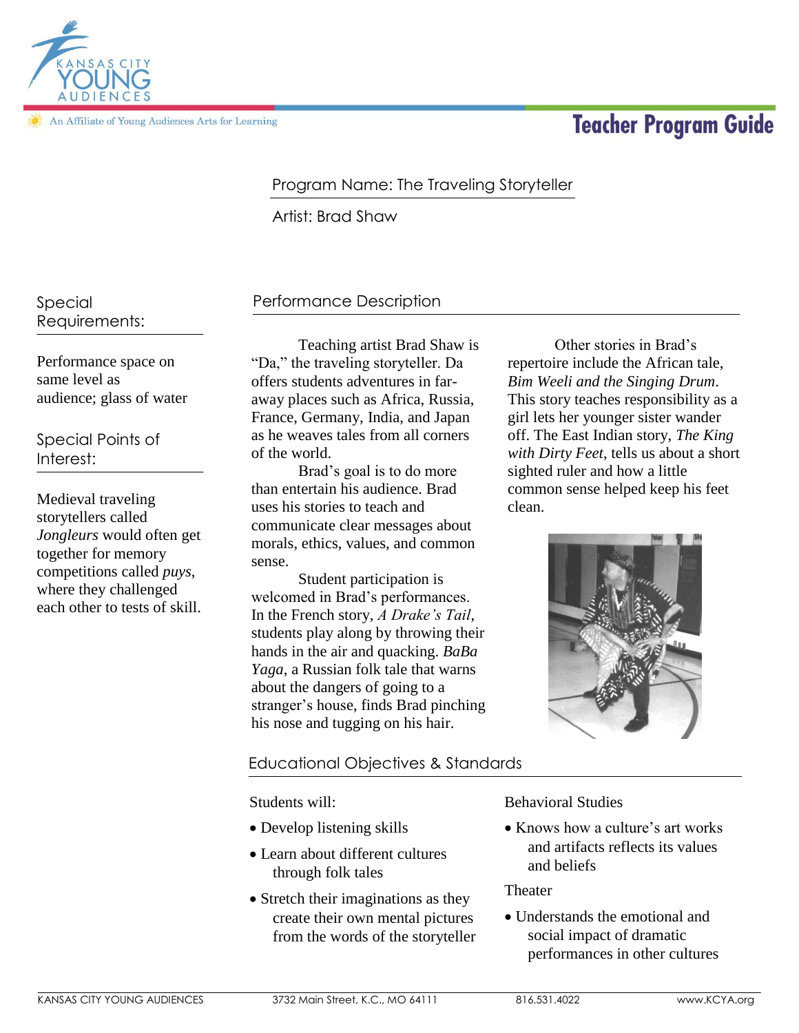# Teacher Program Guide

Kansas City Young Audiences — An Affiliate of Young Audiences Arts for Learning

Program Name: The Traveling Storyteller

Artist: Brad Shaw

## Special Requirements:

Performance space on same level as audience; glass of water

## Special Points of Interest:

Medieval traveling storytellers called *Jongleurs* would often get together for memory competitions called *puys*, where they challenged each other to tests of skill.

## Performance Description

Teaching artist Brad Shaw is "Da," the traveling storyteller. Da offers students adventures in far-away places such as Africa, Russia, France, Germany, India, and Japan as he weaves tales from all corners of the world.

Brad's goal is to do more than entertain his audience. Brad uses his stories to teach and communicate clear messages about morals, ethics, values, and common sense.

Student participation is welcomed in Brad's performances. In the French story, *A Drake's Tail*, students play along by throwing their hands in the air and quacking. *BaBa Yaga*, a Russian folk tale that warns about the dangers of going to a stranger's house, finds Brad pinching his nose and tugging on his hair.

Other stories in Brad's repertoire include the African tale, *Bim Weeli and the Singing Drum*. This story teaches responsibility as a girl lets her younger sister wander off. The East Indian story, *The King with Dirty Feet*, tells us about a short sighted ruler and how a little common sense helped keep his feet clean.

## Educational Objectives & Standards

Students will:

- Develop listening skills
- Learn about different cultures through folk tales
- Stretch their imaginations as they create their own mental pictures from the words of the storyteller

Behavioral Studies

- Knows how a culture's art works and artifacts reflects its values and beliefs

Theater

- Understands the emotional and social impact of dramatic performances in other cultures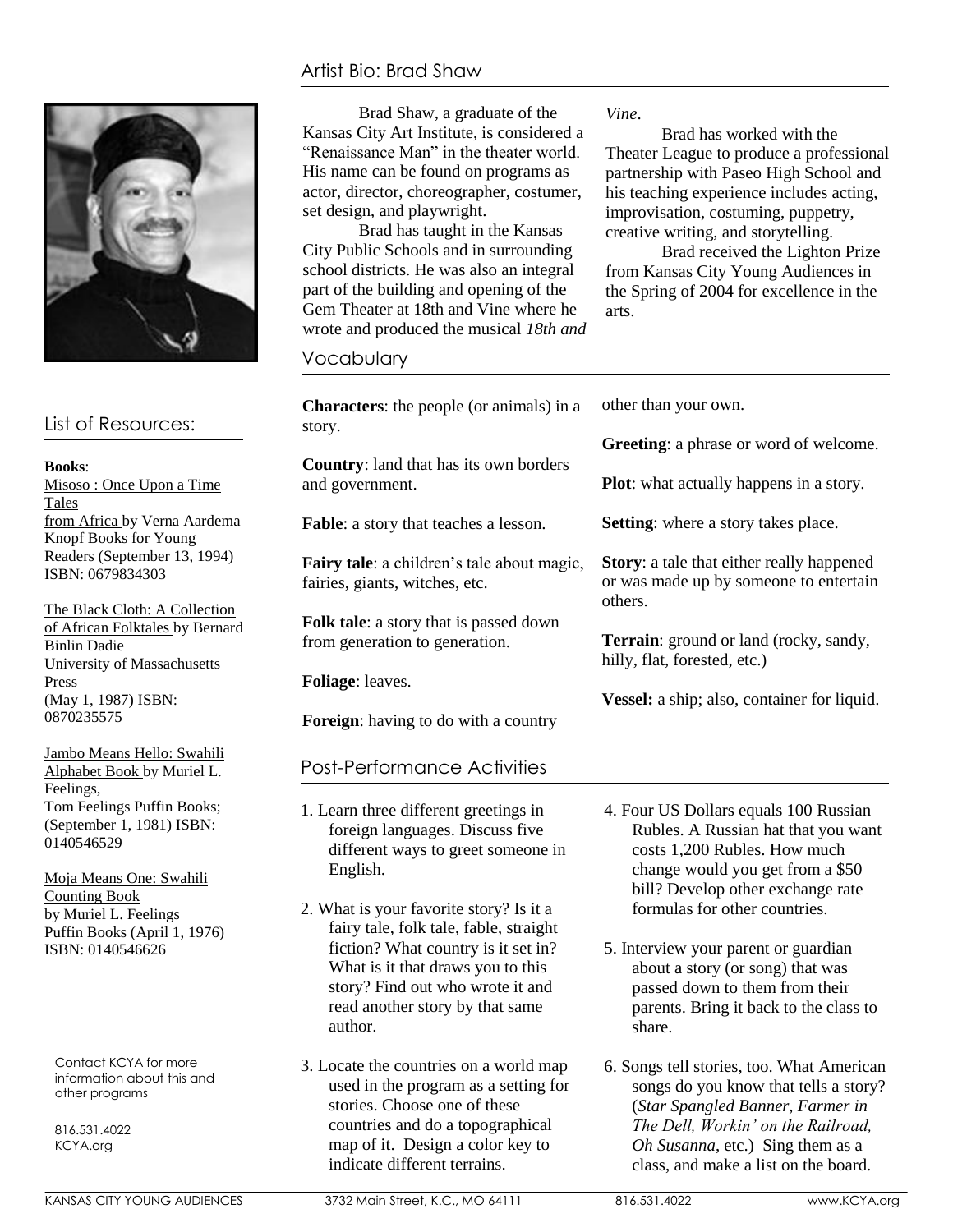## Artist Bio: Brad Shaw

Brad Shaw, a graduate of the Kansas City Art Institute, is considered a "Renaissance Man" in the theater world. His name can be found on programs as actor, director, choreographer, costumer, set design, and playwright.

Brad has taught in the Kansas City Public Schools and in surrounding school districts. He was also an integral part of the building and opening of the Gem Theater at 18th and Vine where he wrote and produced the musical *18th and Vine*.

Brad has worked with the Theater League to produce a professional partnership with Paseo High School and his teaching experience includes acting, improvisation, costuming, puppetry, creative writing, and storytelling.

Brad received the Lighton Prize from Kansas City Young Audiences in the Spring of 2004 for excellence in the arts.

## List of Resources:

**Books**:

Misoso : Once Upon a Time Tales from Africa by Verna Aardema
Knopf Books for Young Readers (September 13, 1994)
ISBN: 0679834303

The Black Cloth: A Collection of African Folktales by Bernard Binlin Dadie
University of Massachusetts Press
(May 1, 1987) ISBN: 0870235575

Jambo Means Hello: Swahili Alphabet Book by Muriel L. Feelings,
Tom Feelings Puffin Books; (September 1, 1981) ISBN: 0140546529

Moja Means One: Swahili Counting Book
by Muriel L. Feelings
Puffin Books (April 1, 1976)
ISBN: 0140546626

Contact KCYA for more information about this and other programs

816.531.4022
KCYA.org

## Vocabulary

**Characters**: the people (or animals) in a story.

**Country**: land that has its own borders and government.

**Fable**: a story that teaches a lesson.

**Fairy tale**: a children's tale about magic, fairies, giants, witches, etc.

**Folk tale**: a story that is passed down from generation to generation.

**Foliage**: leaves.

**Foreign**: having to do with a country other than your own.

**Greeting**: a phrase or word of welcome.

**Plot**: what actually happens in a story.

**Setting**: where a story takes place.

**Story**: a tale that either really happened or was made up by someone to entertain others.

**Terrain**: ground or land (rocky, sandy, hilly, flat, forested, etc.)

**Vessel:** a ship; also, container for liquid.

## Post-Performance Activities

1. Learn three different greetings in foreign languages. Discuss five different ways to greet someone in English.
2. What is your favorite story? Is it a fairy tale, folk tale, fable, straight fiction? What country is it set in? What is it that draws you to this story? Find out who wrote it and read another story by that same author.
3. Locate the countries on a world map used in the program as a setting for stories. Choose one of these countries and do a topographical map of it. Design a color key to indicate different terrains.
4. Four US Dollars equals 100 Russian Rubles. A Russian hat that you want costs 1,200 Rubles. How much change would you get from a $50 bill? Develop other exchange rate formulas for other countries.
5. Interview your parent or guardian about a story (or song) that was passed down to them from their parents. Bring it back to the class to share.
6. Songs tell stories, too. What American songs do you know that tells a story? (*Star Spangled Banner, Farmer in The Dell, Workin' on the Railroad, Oh Susanna*, etc.) Sing them as a class, and make a list on the board.